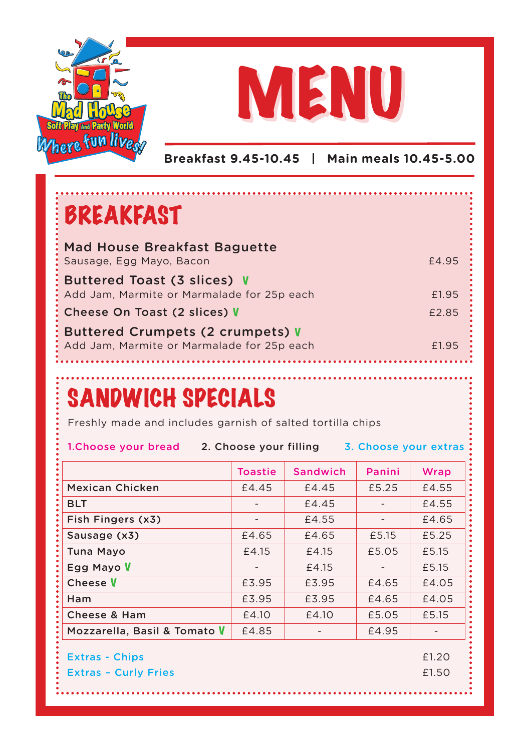The Mad House Soft Play and Party World — Where fun lives!

# MENU

**Breakfast 9.45-10.45 | Main meals 10.45-5.00**

## BREAKFAST

**Mad House Breakfast Baguette**
Sausage, Egg Mayo, Bacon — £4.95

**Buttered Toast (3 slices) V**
Add Jam, Marmite or Marmalade for 25p each — £1.95

**Cheese On Toast (2 slices) V** — £2.85

**Buttered Crumpets (2 crumpets) V**
Add Jam, Marmite or Marmalade for 25p each — £1.95

## SANDWICH SPECIALS

Freshly made and includes garnish of salted tortilla chips

1.Choose your bread 2. Choose your filling 3. Choose your extras

| | Toastie | Sandwich | Panini | Wrap |
|---|---|---|---|---|
| Mexican Chicken | £4.45 | £4.45 | £5.25 | £4.55 |
| BLT | - | £4.45 | - | £4.55 |
| Fish Fingers (x3) | - | £4.55 | - | £4.65 |
| Sausage (x3) | £4.65 | £4.65 | £5.15 | £5.25 |
| Tuna Mayo | £4.15 | £4.15 | £5.05 | £5.15 |
| Egg Mayo V | - | £4.15 | - | £5.15 |
| Cheese V | £3.95 | £3.95 | £4.65 | £4.05 |
| Ham | £3.95 | £3.95 | £4.65 | £4.05 |
| Cheese & Ham | £4.10 | £4.10 | £5.05 | £5.15 |
| Mozzarella, Basil & Tomato V | £4.85 | - | £4.95 | - |

Extras - Chips — £1.20
Extras – Curly Fries — £1.50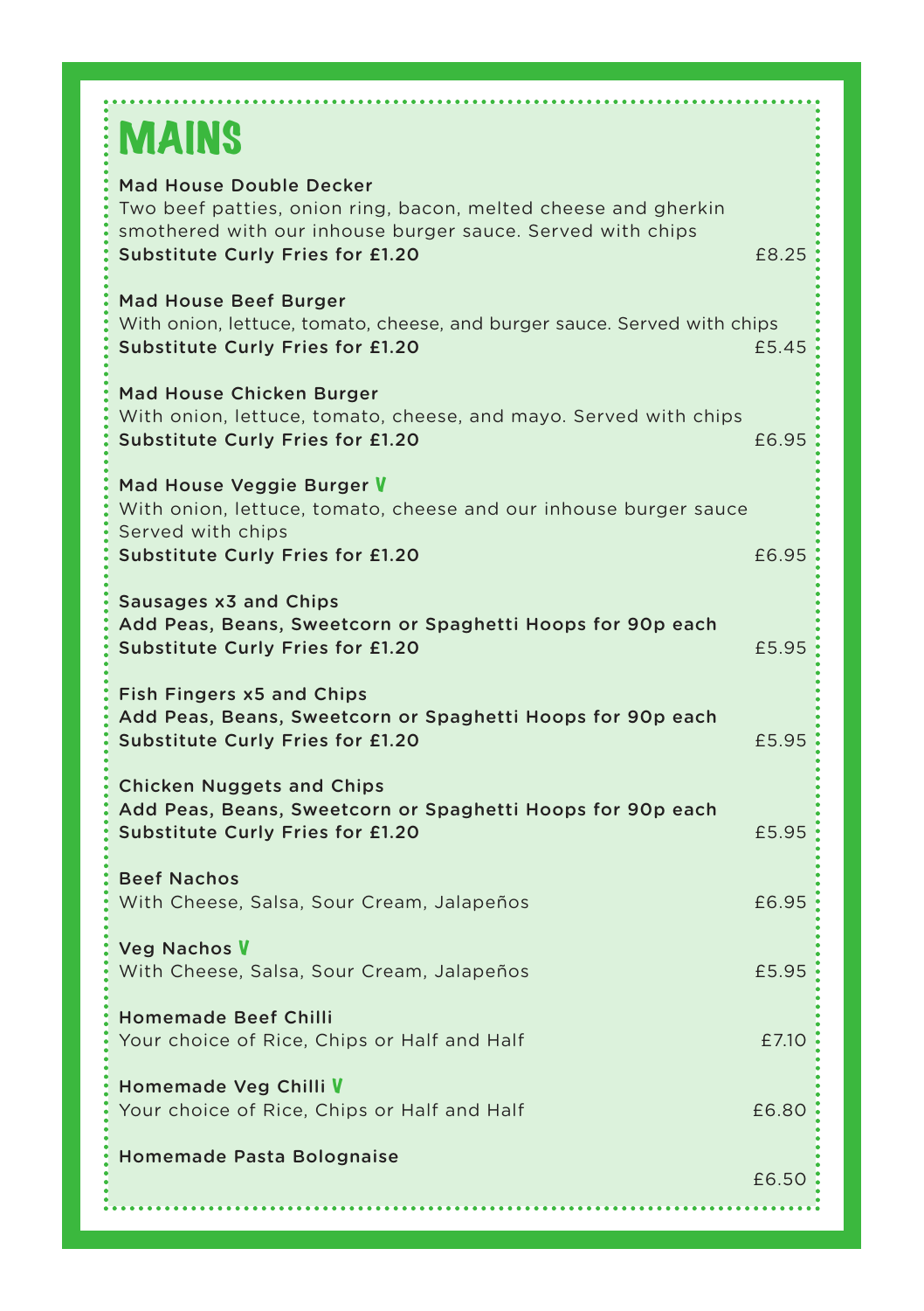# MAINS

**Mad House Double Decker**
Two beef patties, onion ring, bacon, melted cheese and gherkin smothered with our inhouse burger sauce. Served with chips
**Substitute Curly Fries for £1.20** £8.25

**Mad House Beef Burger**
With onion, lettuce, tomato, cheese, and burger sauce. Served with chips
**Substitute Curly Fries for £1.20** £5.45

**Mad House Chicken Burger**
With onion, lettuce, tomato, cheese, and mayo. Served with chips
**Substitute Curly Fries for £1.20** £6.95

**Mad House Veggie Burger** V
With onion, lettuce, tomato, cheese and our inhouse burger sauce
Served with chips
**Substitute Curly Fries for £1.20** £6.95

**Sausages x3 and Chips**
**Add Peas, Beans, Sweetcorn or Spaghetti Hoops for 90p each**
**Substitute Curly Fries for £1.20** £5.95

**Fish Fingers x5 and Chips**
**Add Peas, Beans, Sweetcorn or Spaghetti Hoops for 90p each**
**Substitute Curly Fries for £1.20** £5.95

**Chicken Nuggets and Chips**
**Add Peas, Beans, Sweetcorn or Spaghetti Hoops for 90p each**
**Substitute Curly Fries for £1.20** £5.95

**Beef Nachos**
With Cheese, Salsa, Sour Cream, Jalapeños £6.95

**Veg Nachos** V
With Cheese, Salsa, Sour Cream, Jalapeños £5.95

**Homemade Beef Chilli**
Your choice of Rice, Chips or Half and Half £7.10

**Homemade Veg Chilli** V
Your choice of Rice, Chips or Half and Half £6.80

**Homemade Pasta Bolognaise**
£6.50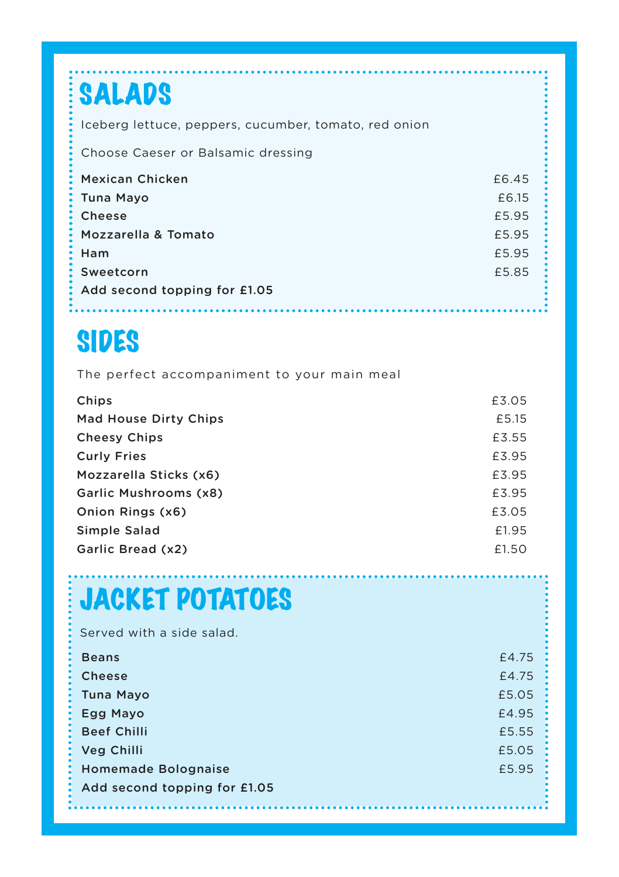# SALADS

Iceberg lettuce, peppers, cucumber, tomato, red onion

Choose Caeser or Balsamic dressing

| Item | Price |
|---|---|
| Mexican Chicken | £6.45 |
| Tuna Mayo | £6.15 |
| Cheese | £5.95 |
| Mozzarella & Tomato | £5.95 |
| Ham | £5.95 |
| Sweetcorn | £5.85 |

**Add second topping for £1.05**

# SIDES

The perfect accompaniment to your main meal

| Item | Price |
|---|---|
| Chips | £3.05 |
| Mad House Dirty Chips | £5.15 |
| Cheesy Chips | £3.55 |
| Curly Fries | £3.95 |
| Mozzarella Sticks (x6) | £3.95 |
| Garlic Mushrooms (x8) | £3.95 |
| Onion Rings (x6) | £3.05 |
| Simple Salad | £1.95 |
| Garlic Bread (x2) | £1.50 |

# JACKET POTATOES

Served with a side salad.

| Item | Price |
|---|---|
| Beans | £4.75 |
| Cheese | £4.75 |
| Tuna Mayo | £5.05 |
| Egg Mayo | £4.95 |
| Beef Chilli | £5.55 |
| Veg Chilli | £5.05 |
| Homemade Bolognaise | £5.95 |

**Add second topping for £1.05**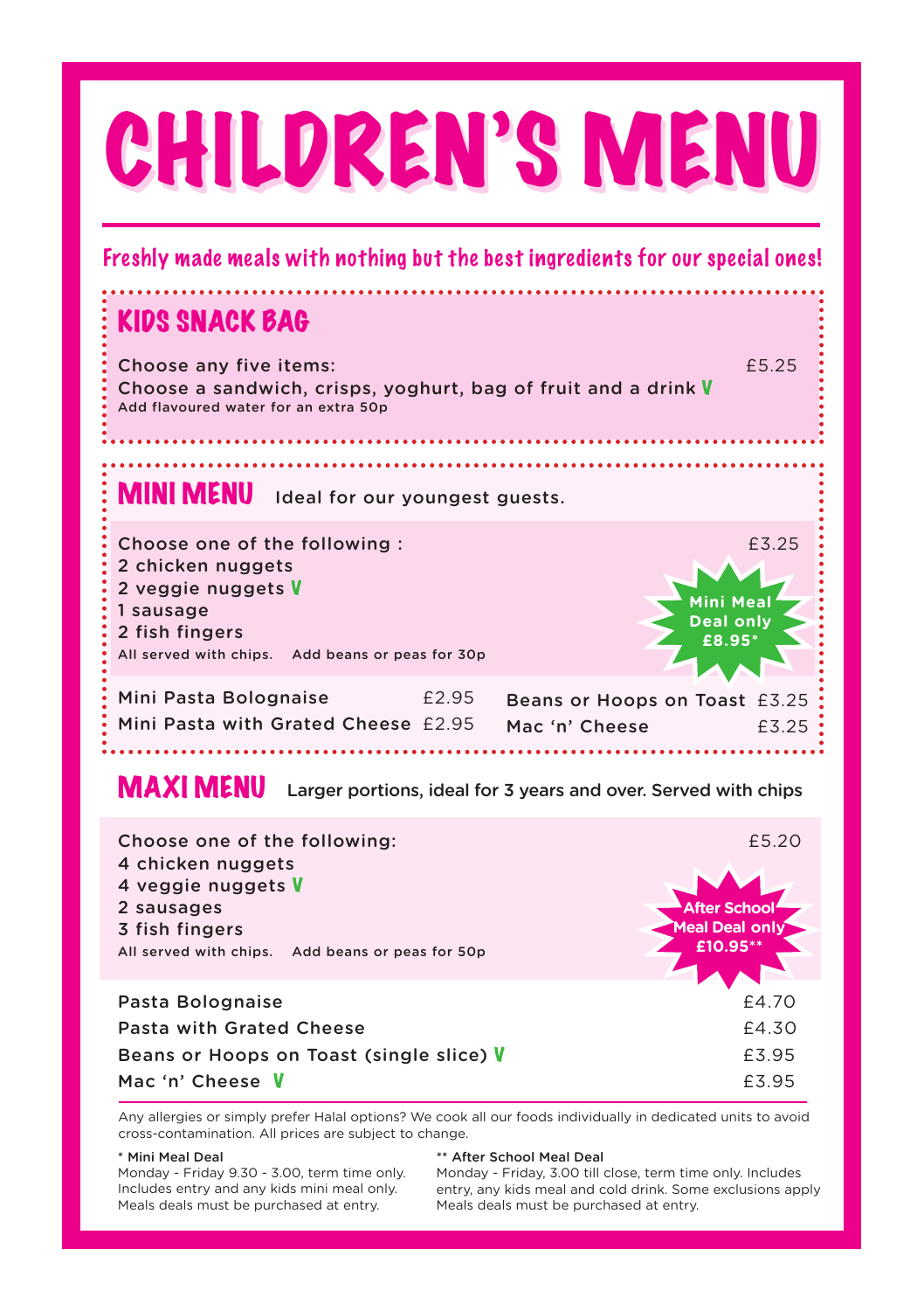# CHILDREN'S MENU

**Freshly made meals with nothing but the best ingredients for our special ones!**

## KIDS SNACK BAG

Choose any five items: £5.25
Choose a sandwich, crisps, yoghurt, bag of fruit and a drink V
Add flavoured water for an extra 50p

## MINI MENU

Ideal for our youngest guests.

Choose one of the following : £3.25
2 chicken nuggets
2 veggie nuggets V
1 sausage
2 fish fingers
All served with chips. Add beans or peas for 30p

**Mini Meal Deal only £8.95***

| | |
|---|---|
| Mini Pasta Bolognaise | £2.95 |
| Mini Pasta with Grated Cheese | £2.95 |
| Beans or Hoops on Toast | £3.25 |
| Mac 'n' Cheese | £3.25 |

## MAXI MENU

Larger portions, ideal for 3 years and over. Served with chips

Choose one of the following: £5.20
4 chicken nuggets
4 veggie nuggets V
2 sausages
3 fish fingers
All served with chips. Add beans or peas for 50p

**After School Meal Deal only £10.95****

| | |
|---|---|
| Pasta Bolognaise | £4.70 |
| Pasta with Grated Cheese | £4.30 |
| Beans or Hoops on Toast (single slice) V | £3.95 |
| Mac 'n' Cheese V | £3.95 |

Any allergies or simply prefer Halal options? We cook all our foods individually in dedicated units to avoid cross-contamination. All prices are subject to change.

**\* Mini Meal Deal**
Monday - Friday 9.30 - 3.00, term time only. Includes entry and any kids mini meal only. Meals deals must be purchased at entry.

**\*\* After School Meal Deal**
Monday - Friday, 3.00 till close, term time only. Includes entry, any kids meal and cold drink. Some exclusions apply Meals deals must be purchased at entry.